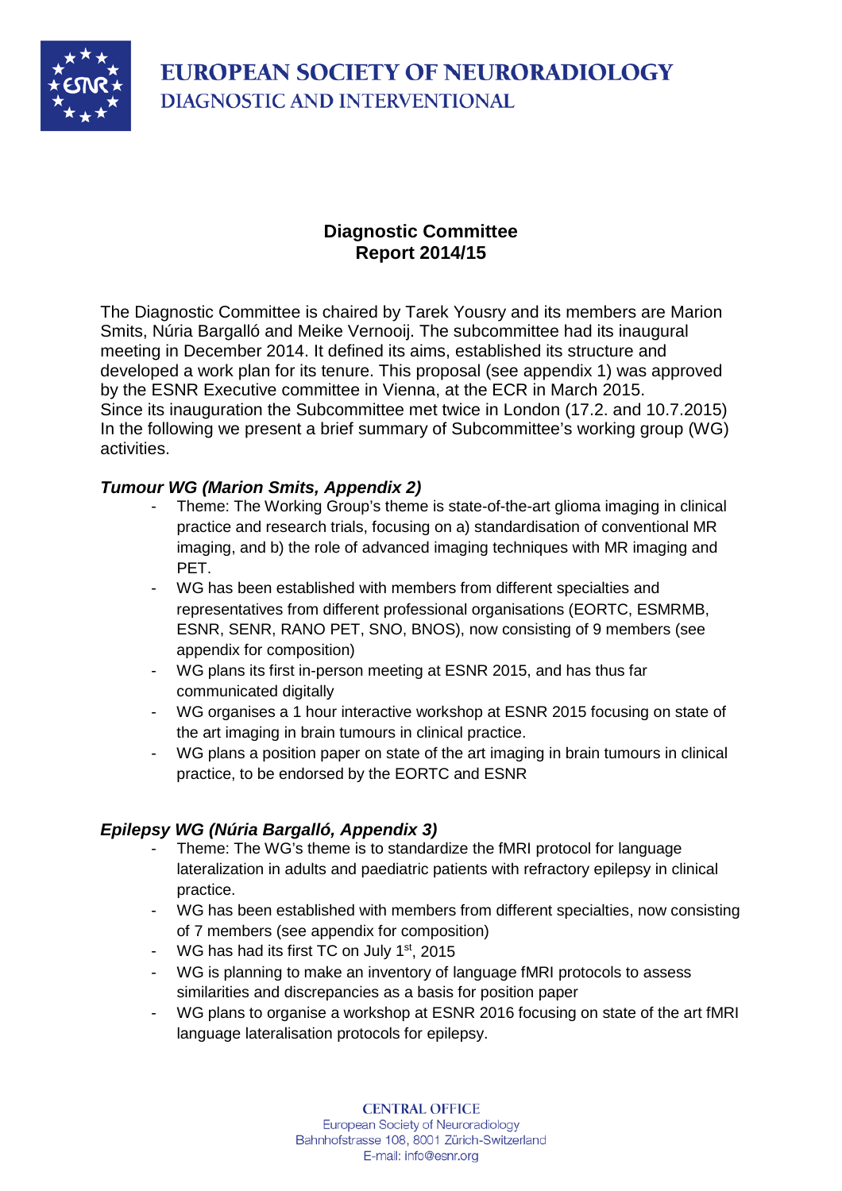# EUROPEAN SOCIETY OF NEURORADIOLOGY
## DIAGNOSTIC AND INTERVENTIONAL

**Diagnostic Committee**
**Report 2014/15**

The Diagnostic Committee is chaired by Tarek Yousry and its members are Marion Smits, Núria Bargalló and Meike Vernooij. The subcommittee had its inaugural meeting in December 2014. It defined its aims, established its structure and developed a work plan for its tenure. This proposal (see appendix 1) was approved by the ESNR Executive committee in Vienna, at the ECR in March 2015. Since its inauguration the Subcommittee met twice in London (17.2. and 10.7.2015) In the following we present a brief summary of Subcommittee's working group (WG) activities.

***Tumour WG (Marion Smits, Appendix 2)***

- Theme: The Working Group's theme is state-of-the-art glioma imaging in clinical practice and research trials, focusing on a) standardisation of conventional MR imaging, and b) the role of advanced imaging techniques with MR imaging and PET.
- WG has been established with members from different specialties and representatives from different professional organisations (EORTC, ESMRMB, ESNR, SENR, RANO PET, SNO, BNOS), now consisting of 9 members (see appendix for composition)
- WG plans its first in-person meeting at ESNR 2015, and has thus far communicated digitally
- WG organises a 1 hour interactive workshop at ESNR 2015 focusing on state of the art imaging in brain tumours in clinical practice.
- WG plans a position paper on state of the art imaging in brain tumours in clinical practice, to be endorsed by the EORTC and ESNR

***Epilepsy WG (Núria Bargalló, Appendix 3)***

- Theme: The WG's theme is to standardize the fMRI protocol for language lateralization in adults and paediatric patients with refractory epilepsy in clinical practice.
- WG has been established with members from different specialties, now consisting of 7 members (see appendix for composition)
- WG has had its first TC on July 1st, 2015
- WG is planning to make an inventory of language fMRI protocols to assess similarities and discrepancies as a basis for position paper
- WG plans to organise a workshop at ESNR 2016 focusing on state of the art fMRI language lateralisation protocols for epilepsy.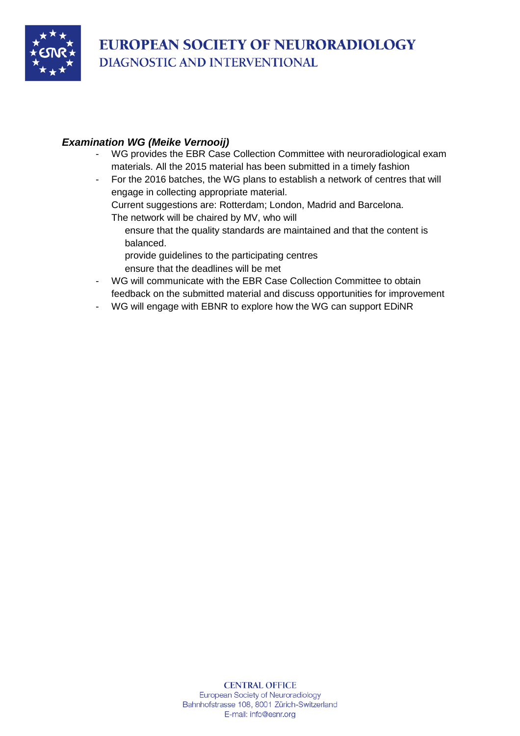***Examination WG (Meike Vernooij)***

- WG provides the EBR Case Collection Committee with neuroradiological exam materials. All the 2015 material has been submitted in a timely fashion
- For the 2016 batches, the WG plans to establish a network of centres that will engage in collecting appropriate material.
  Current suggestions are: Rotterdam; London, Madrid and Barcelona.
  The network will be chaired by MV, who will
    - ensure that the quality standards are maintained and that the content is balanced.
    - provide guidelines to the participating centres
    - ensure that the deadlines will be met
- WG will communicate with the EBR Case Collection Committee to obtain feedback on the submitted material and discuss opportunities for improvement
- WG will engage with EBNR to explore how the WG can support EDiNR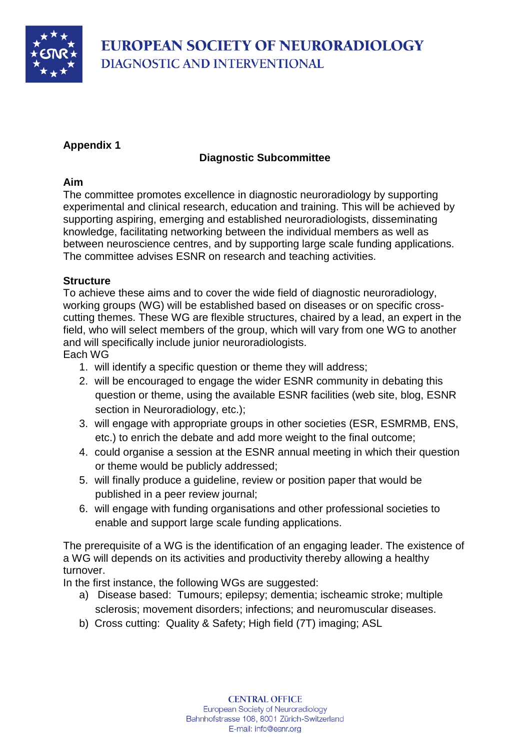**Appendix 1**

## Diagnostic Subcommittee

**Aim**

The committee promotes excellence in diagnostic neuroradiology by supporting experimental and clinical research, education and training. This will be achieved by supporting aspiring, emerging and established neuroradiologists, disseminating knowledge, facilitating networking between the individual members as well as between neuroscience centres, and by supporting large scale funding applications. The committee advises ESNR on research and teaching activities.

**Structure**

To achieve these aims and to cover the wide field of diagnostic neuroradiology, working groups (WG) will be established based on diseases or on specific cross-cutting themes. These WG are flexible structures, chaired by a lead, an expert in the field, who will select members of the group, which will vary from one WG to another and will specifically include junior neuroradiologists.

Each WG

1. will identify a specific question or theme they will address;
2. will be encouraged to engage the wider ESNR community in debating this question or theme, using the available ESNR facilities (web site, blog, ESNR section in Neuroradiology, etc.);
3. will engage with appropriate groups in other societies (ESR, ESMRMB, ENS, etc.) to enrich the debate and add more weight to the final outcome;
4. could organise a session at the ESNR annual meeting in which their question or theme would be publicly addressed;
5. will finally produce a guideline, review or position paper that would be published in a peer review journal;
6. will engage with funding organisations and other professional societies to enable and support large scale funding applications.

The prerequisite of a WG is the identification of an engaging leader. The existence of a WG will depends on its activities and productivity thereby allowing a healthy turnover.

In the first instance, the following WGs are suggested:

a) Disease based: Tumours; epilepsy; dementia; ischeamic stroke; multiple sclerosis; movement disorders; infections; and neuromuscular diseases.
b) Cross cutting: Quality & Safety; High field (7T) imaging; ASL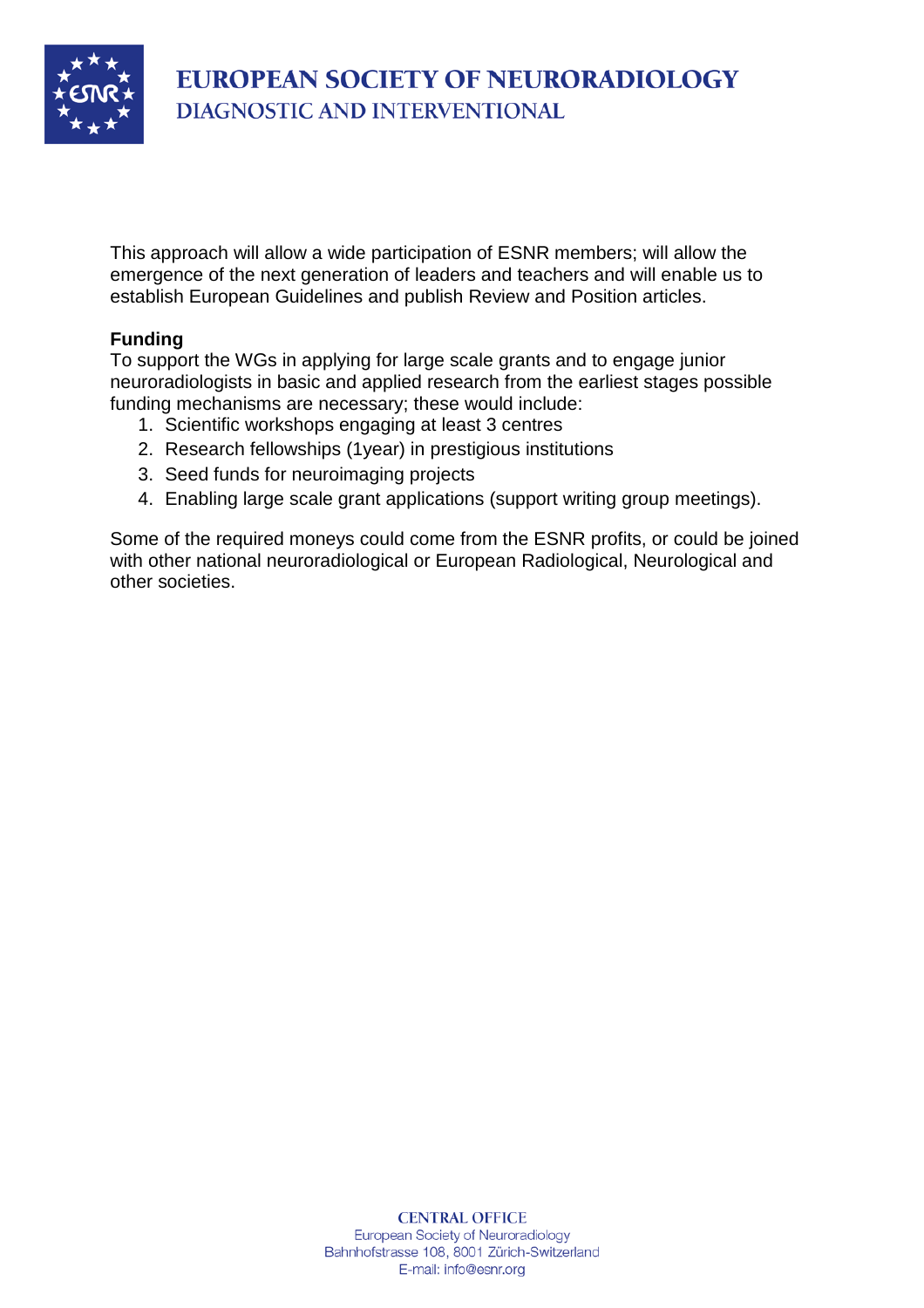This approach will allow a wide participation of ESNR members; will allow the emergence of the next generation of leaders and teachers and will enable us to establish European Guidelines and publish Review and Position articles.

**Funding**

To support the WGs in applying for large scale grants and to engage junior neuroradiologists in basic and applied research from the earliest stages possible funding mechanisms are necessary; these would include:

1. Scientific workshops engaging at least 3 centres
2. Research fellowships (1year) in prestigious institutions
3. Seed funds for neuroimaging projects
4. Enabling large scale grant applications (support writing group meetings).

Some of the required moneys could come from the ESNR profits, or could be joined with other national neuroradiological or European Radiological, Neurological and other societies.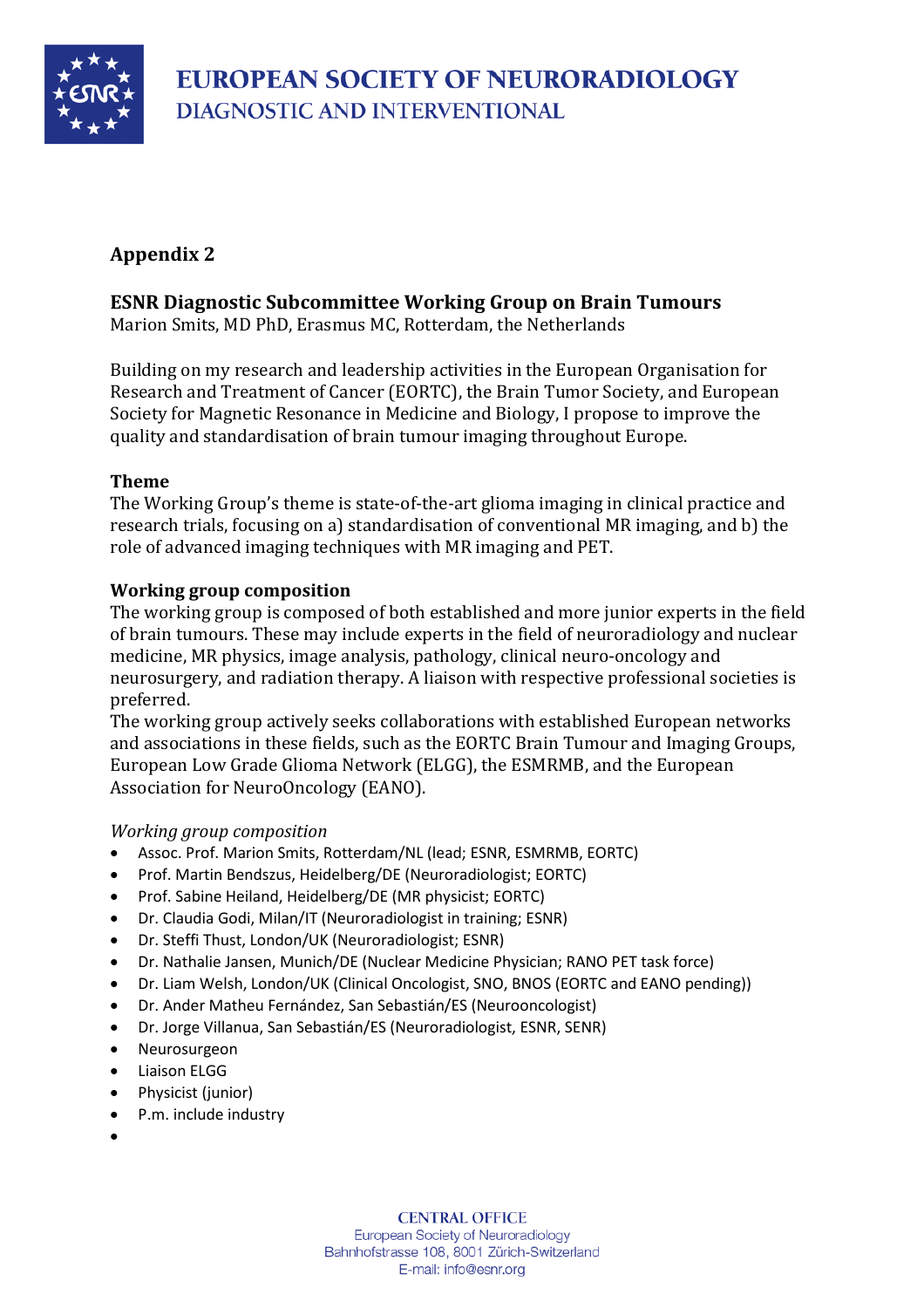## Appendix 2

### ESNR Diagnostic Subcommittee Working Group on Brain Tumours

Marion Smits, MD PhD, Erasmus MC, Rotterdam, the Netherlands

Building on my research and leadership activities in the European Organisation for Research and Treatment of Cancer (EORTC), the Brain Tumor Society, and European Society for Magnetic Resonance in Medicine and Biology, I propose to improve the quality and standardisation of brain tumour imaging throughout Europe.

**Theme**

The Working Group's theme is state-of-the-art glioma imaging in clinical practice and research trials, focusing on a) standardisation of conventional MR imaging, and b) the role of advanced imaging techniques with MR imaging and PET.

**Working group composition**

The working group is composed of both established and more junior experts in the field of brain tumours. These may include experts in the field of neuroradiology and nuclear medicine, MR physics, image analysis, pathology, clinical neuro-oncology and neurosurgery, and radiation therapy. A liaison with respective professional societies is preferred.

The working group actively seeks collaborations with established European networks and associations in these fields, such as the EORTC Brain Tumour and Imaging Groups, European Low Grade Glioma Network (ELGG), the ESMRMB, and the European Association for NeuroOncology (EANO).

*Working group composition*

- Assoc. Prof. Marion Smits, Rotterdam/NL (lead; ESNR, ESMRMB, EORTC)
- Prof. Martin Bendszus, Heidelberg/DE (Neuroradiologist; EORTC)
- Prof. Sabine Heiland, Heidelberg/DE (MR physicist; EORTC)
- Dr. Claudia Godi, Milan/IT (Neuroradiologist in training; ESNR)
- Dr. Steffi Thust, London/UK (Neuroradiologist; ESNR)
- Dr. Nathalie Jansen, Munich/DE (Nuclear Medicine Physician; RANO PET task force)
- Dr. Liam Welsh, London/UK (Clinical Oncologist, SNO, BNOS (EORTC and EANO pending))
- Dr. Ander Matheu Fernández, San Sebastián/ES (Neurooncologist)
- Dr. Jorge Villanua, San Sebastián/ES (Neuroradiologist, ESNR, SENR)
- Neurosurgeon
- Liaison ELGG
- Physicist (junior)
- P.m. include industry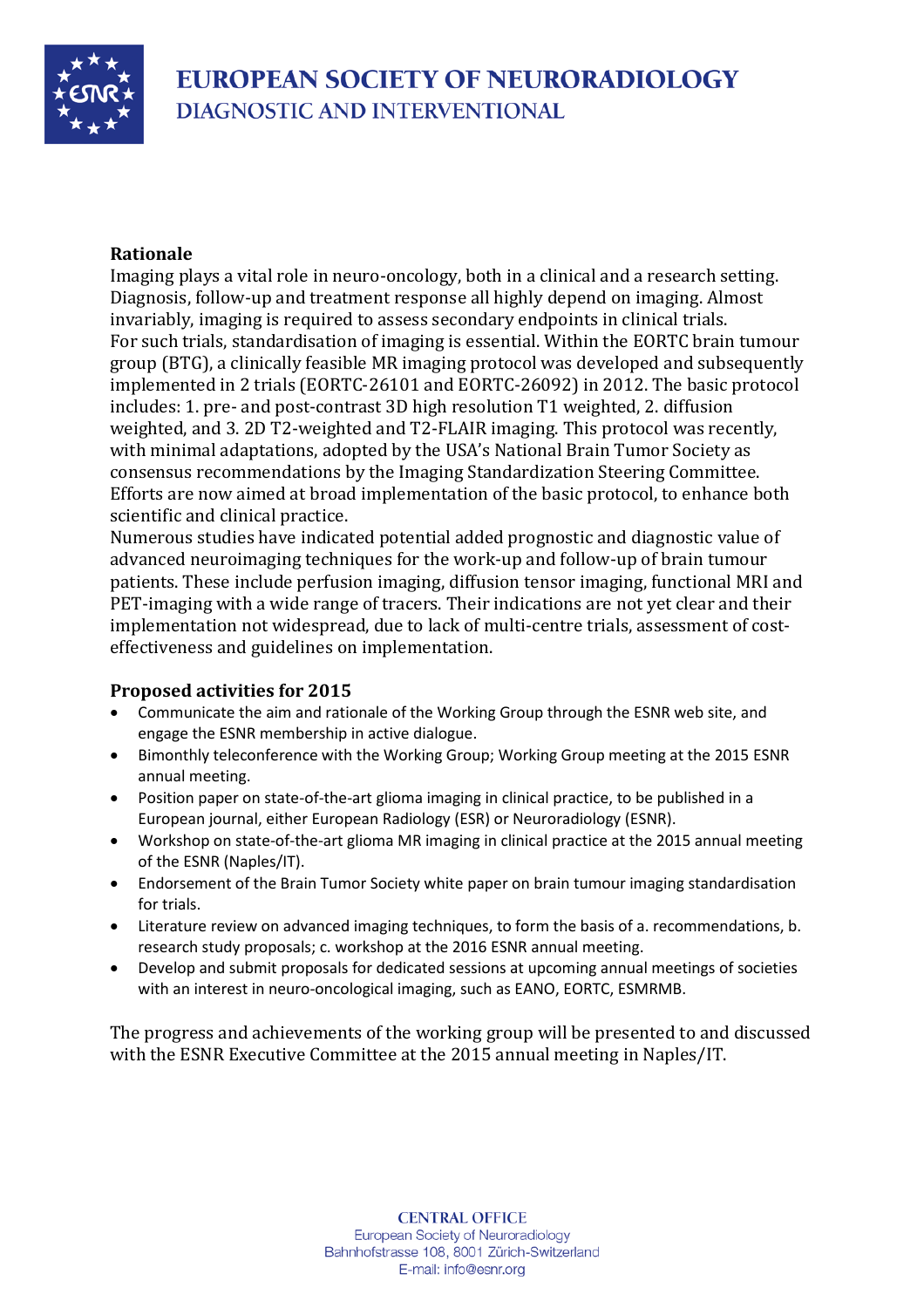**Rationale**

Imaging plays a vital role in neuro-oncology, both in a clinical and a research setting. Diagnosis, follow-up and treatment response all highly depend on imaging. Almost invariably, imaging is required to assess secondary endpoints in clinical trials.
For such trials, standardisation of imaging is essential. Within the EORTC brain tumour group (BTG), a clinically feasible MR imaging protocol was developed and subsequently implemented in 2 trials (EORTC-26101 and EORTC-26092) in 2012. The basic protocol includes: 1. pre- and post-contrast 3D high resolution T1 weighted, 2. diffusion weighted, and 3. 2D T2-weighted and T2-FLAIR imaging. This protocol was recently, with minimal adaptations, adopted by the USA's National Brain Tumor Society as consensus recommendations by the Imaging Standardization Steering Committee. Efforts are now aimed at broad implementation of the basic protocol, to enhance both scientific and clinical practice.
Numerous studies have indicated potential added prognostic and diagnostic value of advanced neuroimaging techniques for the work-up and follow-up of brain tumour patients. These include perfusion imaging, diffusion tensor imaging, functional MRI and PET-imaging with a wide range of tracers. Their indications are not yet clear and their implementation not widespread, due to lack of multi-centre trials, assessment of cost-effectiveness and guidelines on implementation.

**Proposed activities for 2015**

- Communicate the aim and rationale of the Working Group through the ESNR web site, and engage the ESNR membership in active dialogue.
- Bimonthly teleconference with the Working Group; Working Group meeting at the 2015 ESNR annual meeting.
- Position paper on state-of-the-art glioma imaging in clinical practice, to be published in a European journal, either European Radiology (ESR) or Neuroradiology (ESNR).
- Workshop on state-of-the-art glioma MR imaging in clinical practice at the 2015 annual meeting of the ESNR (Naples/IT).
- Endorsement of the Brain Tumor Society white paper on brain tumour imaging standardisation for trials.
- Literature review on advanced imaging techniques, to form the basis of a. recommendations, b. research study proposals; c. workshop at the 2016 ESNR annual meeting.
- Develop and submit proposals for dedicated sessions at upcoming annual meetings of societies with an interest in neuro-oncological imaging, such as EANO, EORTC, ESMRMB.

The progress and achievements of the working group will be presented to and discussed with the ESNR Executive Committee at the 2015 annual meeting in Naples/IT.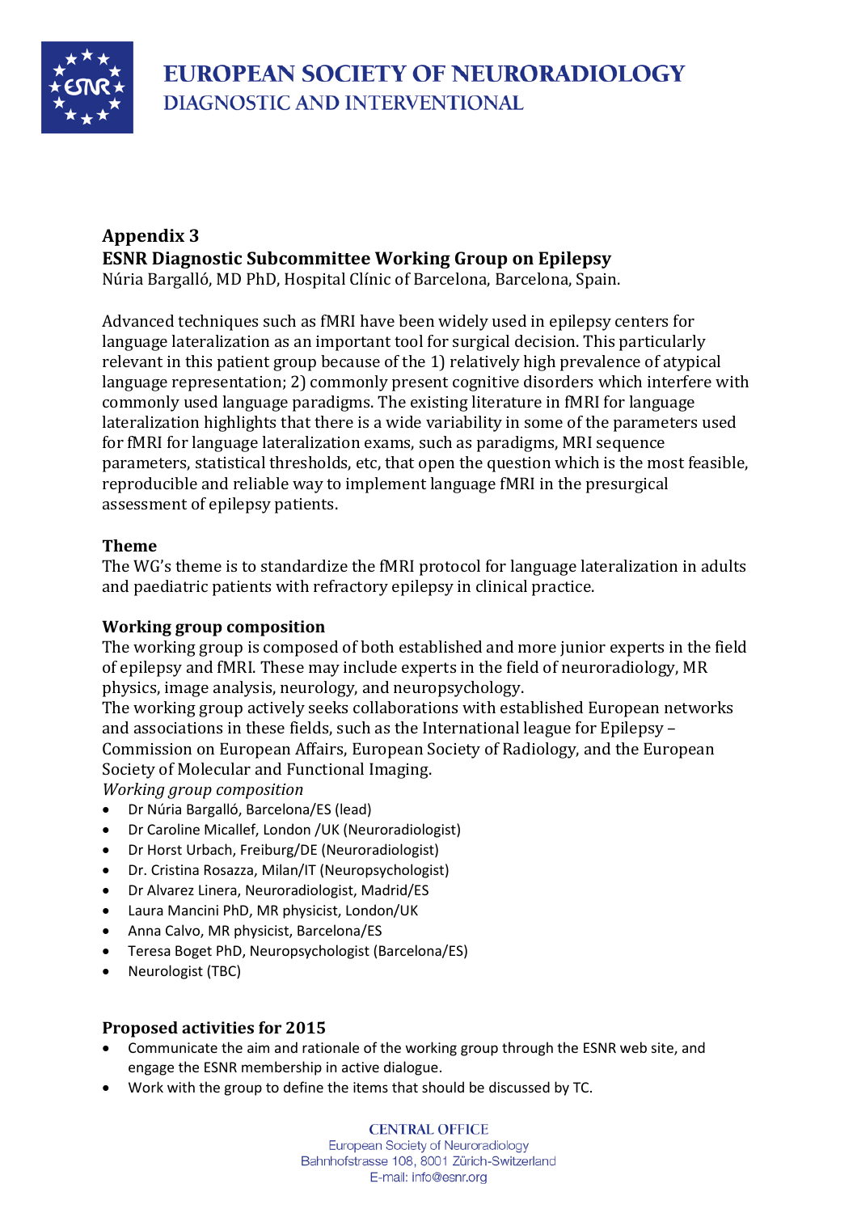# EUROPEAN SOCIETY OF NEURORADIOLOGY
## DIAGNOSTIC AND INTERVENTIONAL

**Appendix 3**
**ESNR Diagnostic Subcommittee Working Group on Epilepsy**
Núria Bargalló, MD PhD, Hospital Clínic of Barcelona, Barcelona, Spain.

Advanced techniques such as fMRI have been widely used in epilepsy centers for language lateralization as an important tool for surgical decision. This particularly relevant in this patient group because of the 1) relatively high prevalence of atypical language representation; 2) commonly present cognitive disorders which interfere with commonly used language paradigms. The existing literature in fMRI for language lateralization highlights that there is a wide variability in some of the parameters used for fMRI for language lateralization exams, such as paradigms, MRI sequence parameters, statistical thresholds, etc, that open the question which is the most feasible, reproducible and reliable way to implement language fMRI in the presurgical assessment of epilepsy patients.

**Theme**
The WG's theme is to standardize the fMRI protocol for language lateralization in adults and paediatric patients with refractory epilepsy in clinical practice.

**Working group composition**
The working group is composed of both established and more junior experts in the field of epilepsy and fMRI. These may include experts in the field of neuroradiology, MR physics, image analysis, neurology, and neuropsychology.
The working group actively seeks collaborations with established European networks and associations in these fields, such as the International league for Epilepsy – Commission on European Affairs, European Society of Radiology, and the European Society of Molecular and Functional Imaging.
*Working group composition*

- Dr Núria Bargalló, Barcelona/ES (lead)
- Dr Caroline Micallef, London /UK (Neuroradiologist)
- Dr Horst Urbach, Freiburg/DE (Neuroradiologist)
- Dr. Cristina Rosazza, Milan/IT (Neuropsychologist)
- Dr Alvarez Linera, Neuroradiologist, Madrid/ES
- Laura Mancini PhD, MR physicist, London/UK
- Anna Calvo, MR physicist, Barcelona/ES
- Teresa Boget PhD, Neuropsychologist (Barcelona/ES)
- Neurologist (TBC)

**Proposed activities for 2015**

- Communicate the aim and rationale of the working group through the ESNR web site, and engage the ESNR membership in active dialogue.
- Work with the group to define the items that should be discussed by TC.

CENTRAL OFFICE
European Society of Neuroradiology
Bahnhofstrasse 108, 8001 Zürich-Switzerland
E-mail: info@esnr.org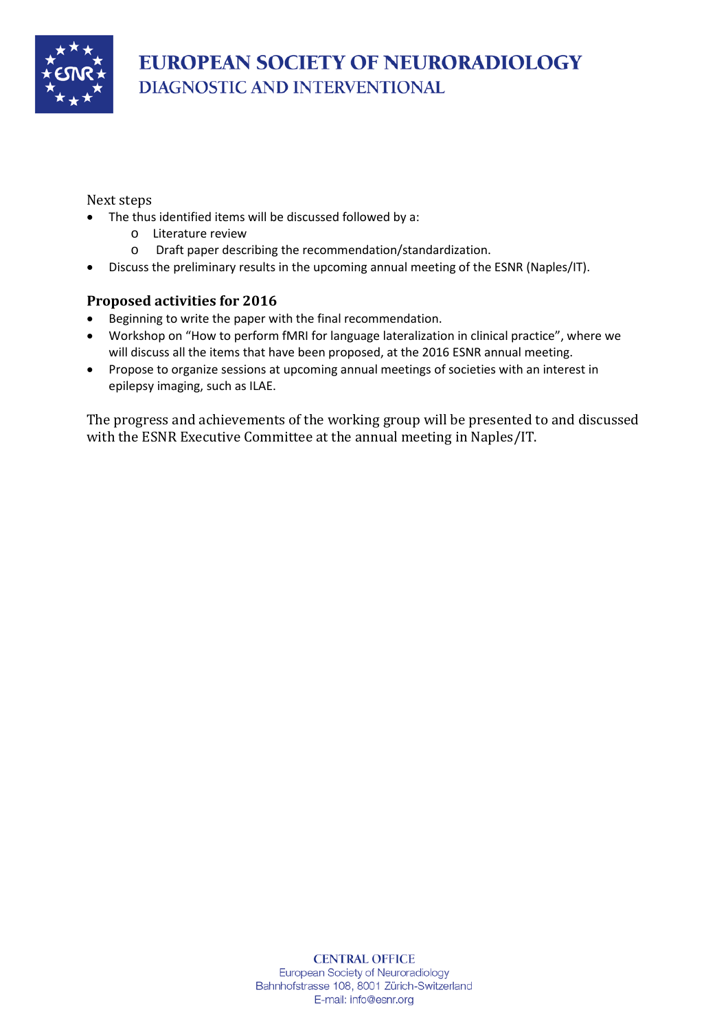Next steps

- The thus identified items will be discussed followed by a:
  - Literature review
  - Draft paper describing the recommendation/standardization.
- Discuss the preliminary results in the upcoming annual meeting of the ESNR (Naples/IT).

**Proposed activities for 2016**

- Beginning to write the paper with the final recommendation.
- Workshop on "How to perform fMRI for language lateralization in clinical practice", where we will discuss all the items that have been proposed, at the 2016 ESNR annual meeting.
- Propose to organize sessions at upcoming annual meetings of societies with an interest in epilepsy imaging, such as ILAE.

The progress and achievements of the working group will be presented to and discussed with the ESNR Executive Committee at the annual meeting in Naples/IT.